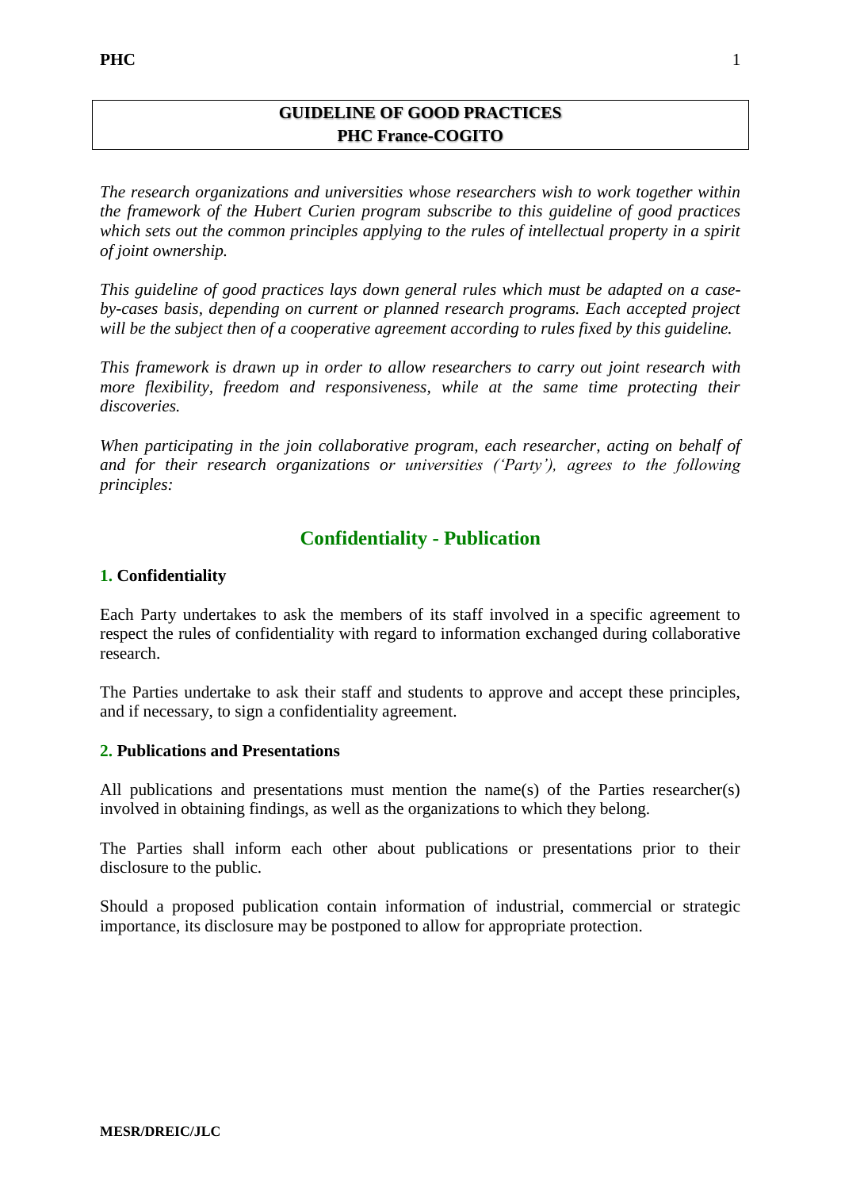# GUIDELINE OF GOOD PRACTICES
# PHC France-COGITO

*The research organizations and universities whose researchers wish to work together within the framework of the Hubert Curien program subscribe to this guideline of good practices which sets out the common principles applying to the rules of intellectual property in a spirit of joint ownership.*

*This guideline of good practices lays down general rules which must be adapted on a case-by-cases basis, depending on current or planned research programs. Each accepted project will be the subject then of a cooperative agreement according to rules fixed by this guideline.*

*This framework is drawn up in order to allow researchers to carry out joint research with more flexibility, freedom and responsiveness, while at the same time protecting their discoveries.*

*When participating in the join collaborative program, each researcher, acting on behalf of and for their research organizations or universities ('Party'), agrees to the following principles:*

## Confidentiality - Publication

### 1. Confidentiality

Each Party undertakes to ask the members of its staff involved in a specific agreement to respect the rules of confidentiality with regard to information exchanged during collaborative research.

The Parties undertake to ask their staff and students to approve and accept these principles, and if necessary, to sign a confidentiality agreement.

### 2. Publications and Presentations

All publications and presentations must mention the name(s) of the Parties researcher(s) involved in obtaining findings, as well as the organizations to which they belong.

The Parties shall inform each other about publications or presentations prior to their disclosure to the public.

Should a proposed publication contain information of industrial, commercial or strategic importance, its disclosure may be postponed to allow for appropriate protection.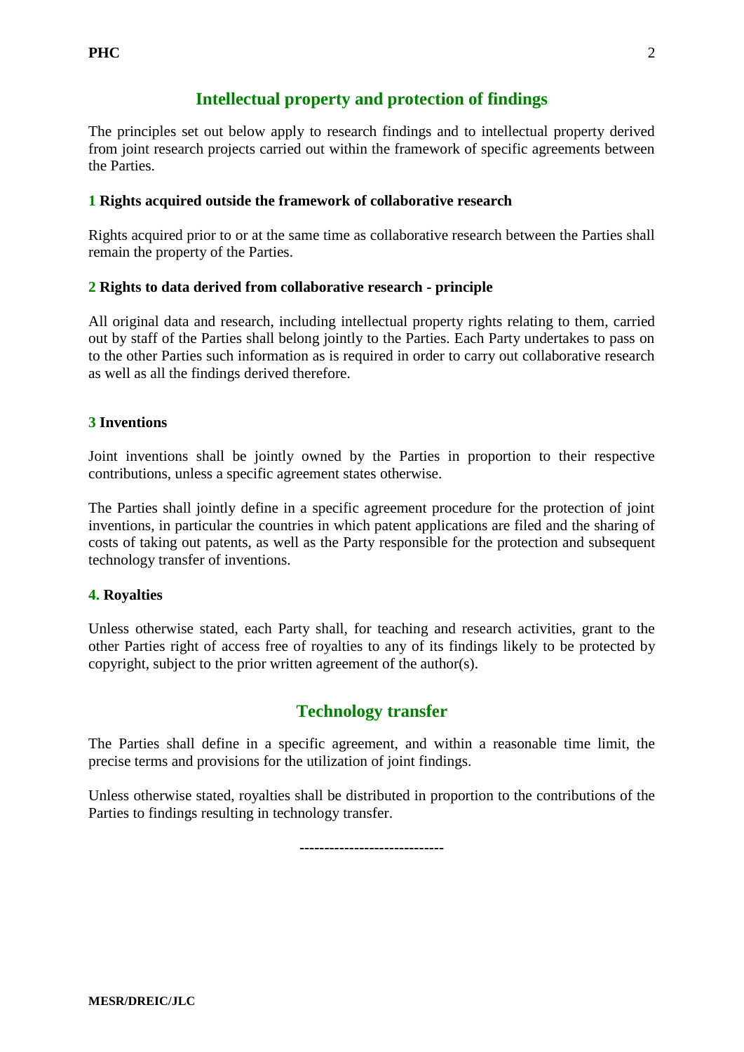## Intellectual property and protection of findings

The principles set out below apply to research findings and to intellectual property derived from joint research projects carried out within the framework of specific agreements between the Parties.

### 1 Rights acquired outside the framework of collaborative research

Rights acquired prior to or at the same time as collaborative research between the Parties shall remain the property of the Parties.

### 2 Rights to data derived from collaborative research - principle

All original data and research, including intellectual property rights relating to them, carried out by staff of the Parties shall belong jointly to the Parties. Each Party undertakes to pass on to the other Parties such information as is required in order to carry out collaborative research as well as all the findings derived therefore.

### 3 Inventions

Joint inventions shall be jointly owned by the Parties in proportion to their respective contributions, unless a specific agreement states otherwise.

The Parties shall jointly define in a specific agreement procedure for the protection of joint inventions, in particular the countries in which patent applications are filed and the sharing of costs of taking out patents, as well as the Party responsible for the protection and subsequent technology transfer of inventions.

### 4. Royalties

Unless otherwise stated, each Party shall, for teaching and research activities, grant to the other Parties right of access free of royalties to any of its findings likely to be protected by copyright, subject to the prior written agreement of the author(s).

## Technology transfer

The Parties shall define in a specific agreement, and within a reasonable time limit, the precise terms and provisions for the utilization of joint findings.

Unless otherwise stated, royalties shall be distributed in proportion to the contributions of the Parties to findings resulting in technology transfer.

----------------------------